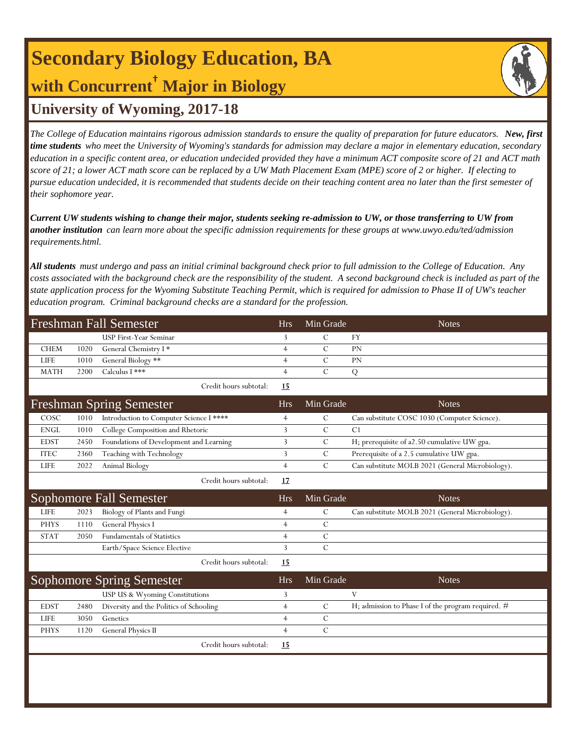# Secondary Biology Education, BA

## with Concurrent† Major in Biology

## University of Wyoming, 2017-18

*The College of Education maintains rigorous admission standards to ensure the quality of preparation for future educators.* ***New, first time students*** *who meet the University of Wyoming's standards for admission may declare a major in elementary education, secondary education in a specific content area, or education undecided provided they have a minimum ACT composite score of 21 and ACT math score of 21; a lower ACT math score can be replaced by a UW Math Placement Exam (MPE) score of 2 or higher. If electing to pursue education undecided, it is recommended that students decide on their teaching content area no later than the first semester of their sophomore year.*

***Current UW students wishing to change their major, students seeking re-admission to UW, or those transferring to UW from another institution*** *can learn more about the specific admission requirements for these groups at www.uwyo.edu/ted/admission requirements.html.*

***All students*** *must undergo and pass an initial criminal background check prior to full admission to the College of Education. Any costs associated with the background check are the responsibility of the student. A second background check is included as part of the state application process for the Wyoming Substitute Teaching Permit, which is required for admission to Phase II of UW's teacher education program. Criminal background checks are a standard for the profession.*

| Freshman Fall Semester | | | Hrs | Min Grade | Notes |
|---|---|---|---|---|---|
| | | USP First-Year Seminar | 3 | C | FY |
| CHEM | 1020 | General Chemistry I * | 4 | C | PN |
| LIFE | 1010 | General Biology ** | 4 | C | PN |
| MATH | 2200 | Calculus I *** | 4 | C | Q |
| | | Credit hours subtotal: | **15** | | |

| Freshman Spring Semester | | | Hrs | Min Grade | Notes |
|---|---|---|---|---|---|
| COSC | 1010 | Introduction to Computer Science I **** | 4 | C | Can substitute COSC 1030 (Computer Science). |
| ENGL | 1010 | College Composition and Rhetoric | 3 | C | C1 |
| EDST | 2450 | Foundations of Development and Learning | 3 | C | H; prerequisite of a2.50 cumulative UW gpa. |
| ITEC | 2360 | Teaching with Technology | 3 | C | Prerequisite of a 2.5 cumulative UW gpa. |
| LIFE | 2022 | Animal Biology | 4 | C | Can substitute MOLB 2021 (General Microbiology). |
| | | Credit hours subtotal: | **17** | | |

| Sophomore Fall Semester | | | Hrs | Min Grade | Notes |
|---|---|---|---|---|---|
| LIFE | 2023 | Biology of Plants and Fungi | 4 | C | Can substitute MOLB 2021 (General Microbiology). |
| PHYS | 1110 | General Physics I | 4 | C | |
| STAT | 2050 | Fundamentals of Statistics | 4 | C | |
| | | Earth/Space Science Elective | 3 | C | |
| | | Credit hours subtotal: | **15** | | |

| Sophomore Spring Semester | | | Hrs | Min Grade | Notes |
|---|---|---|---|---|---|
| | | USP US & Wyoming Constitutions | 3 | | V |
| EDST | 2480 | Diversity and the Politics of Schooling | 4 | C | H; admission to Phase I of the program required. # |
| LIFE | 3050 | Genetics | 4 | C | |
| PHYS | 1120 | General Physics II | 4 | C | |
| | | Credit hours subtotal: | **15** | | |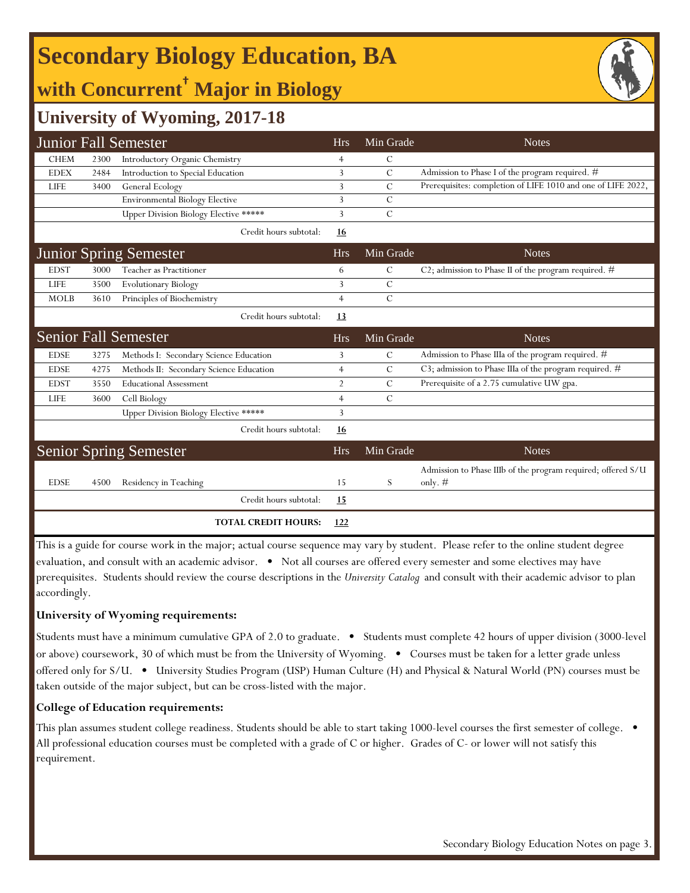# Secondary Biology Education, BA

## with Concurrent† Major in Biology

### University of Wyoming, 2017-18

| Junior Fall Semester | | | Hrs | Min Grade | Notes |
|---|---|---|---|---|---|
| CHEM | 2300 | Introductory Organic Chemistry | 4 | C | |
| EDEX | 2484 | Introduction to Special Education | 3 | C | Admission to Phase I of the program required. # |
| LIFE | 3400 | General Ecology | 3 | C | Prerequisites: completion of LIFE 1010 and one of LIFE 2022, |
| | | Environmental Biology Elective | 3 | C | |
| | | Upper Division Biology Elective ***** | 3 | C | |
| | | Credit hours subtotal: | **16** | | |

| Junior Spring Semester | | | Hrs | Min Grade | Notes |
|---|---|---|---|---|---|
| EDST | 3000 | Teacher as Practitioner | 6 | C | C2; admission to Phase II of the program required. # |
| LIFE | 3500 | Evolutionary Biology | 3 | C | |
| MOLB | 3610 | Principles of Biochemistry | 4 | C | |
| | | Credit hours subtotal: | **13** | | |

| Senior Fall Semester | | | Hrs | Min Grade | Notes |
|---|---|---|---|---|---|
| EDSE | 3275 | Methods I: Secondary Science Education | 3 | C | Admission to Phase IIIa of the program required. # |
| EDSE | 4275 | Methods II: Secondary Science Education | 4 | C | C3; admission to Phase IIIa of the program required. # |
| EDST | 3550 | Educational Assessment | 2 | C | Prerequisite of a 2.75 cumulative UW gpa. |
| LIFE | 3600 | Cell Biology | 4 | C | |
| | | Upper Division Biology Elective ***** | 3 | | |
| | | Credit hours subtotal: | **16** | | |

| Senior Spring Semester | | | Hrs | Min Grade | Notes |
|---|---|---|---|---|---|
| EDSE | 4500 | Residency in Teaching | 15 | S | Admission to Phase IIIb of the program required; offered S/U only. # |
| | | Credit hours subtotal: | **15** | | |
| | | **TOTAL CREDIT HOURS:** | **122** | | |

This is a guide for course work in the major; actual course sequence may vary by student. Please refer to the online student degree evaluation, and consult with an academic advisor. • Not all courses are offered every semester and some electives may have prerequisites. Students should review the course descriptions in the *University Catalog* and consult with their academic advisor to plan accordingly.

**University of Wyoming requirements:**

Students must have a minimum cumulative GPA of 2.0 to graduate. • Students must complete 42 hours of upper division (3000-level or above) coursework, 30 of which must be from the University of Wyoming. • Courses must be taken for a letter grade unless offered only for S/U. • University Studies Program (USP) Human Culture (H) and Physical & Natural World (PN) courses must be taken outside of the major subject, but can be cross-listed with the major.

**College of Education requirements:**

This plan assumes student college readiness. Students should be able to start taking 1000-level courses the first semester of college. • All professional education courses must be completed with a grade of C or higher. Grades of C- or lower will not satisfy this requirement.

Secondary Biology Education Notes on page 3.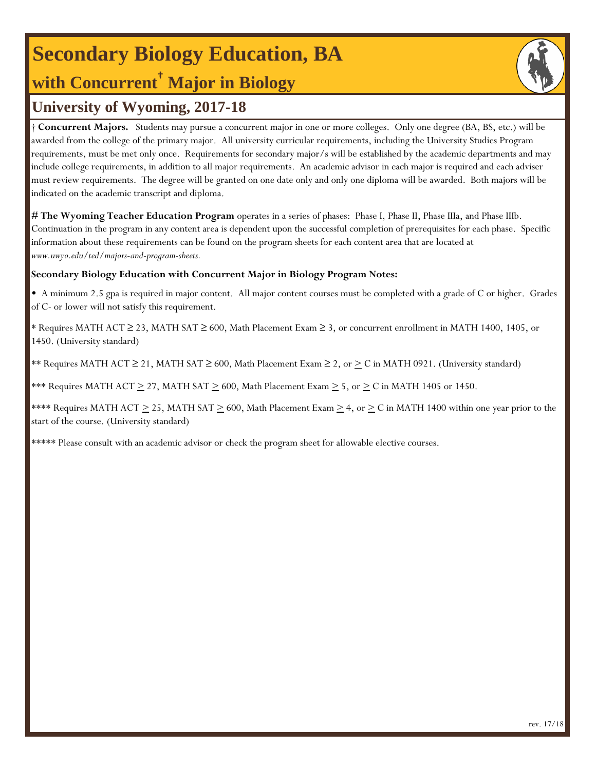# Secondary Biology Education, BA

## with Concurrent† Major in Biology

## University of Wyoming, 2017-18

† **Concurrent Majors.** Students may pursue a concurrent major in one or more colleges. Only one degree (BA, BS, etc.) will be awarded from the college of the primary major. All university curricular requirements, including the University Studies Program requirements, must be met only once. Requirements for secondary major/s will be established by the academic departments and may include college requirements, in addition to all major requirements. An academic advisor in each major is required and each adviser must review requirements. The degree will be granted on one date only and only one diploma will be awarded. Both majors will be indicated on the academic transcript and diploma.

**# The Wyoming Teacher Education Program** operates in a series of phases: Phase I, Phase II, Phase IIIa, and Phase IIIb. Continuation in the program in any content area is dependent upon the successful completion of prerequisites for each phase. Specific information about these requirements can be found on the program sheets for each content area that are located at *www.uwyo.edu/ted/majors-and-program-sheets.*

**Secondary Biology Education with Concurrent Major in Biology Program Notes:**

• A minimum 2.5 gpa is required in major content. All major content courses must be completed with a grade of C or higher. Grades of C- or lower will not satisfy this requirement.

* Requires MATH ACT ≥ 23, MATH SAT ≥ 600, Math Placement Exam ≥ 3, or concurrent enrollment in MATH 1400, 1405, or 1450. (University standard)

** Requires MATH ACT ≥ 21, MATH SAT ≥ 600, Math Placement Exam ≥ 2, or ≥ C in MATH 0921. (University standard)

*** Requires MATH ACT ≥ 27, MATH SAT ≥ 600, Math Placement Exam ≥ 5, or ≥ C in MATH 1405 or 1450.

**** Requires MATH ACT ≥ 25, MATH SAT ≥ 600, Math Placement Exam ≥ 4, or ≥ C in MATH 1400 within one year prior to the start of the course. (University standard)

***** Please consult with an academic advisor or check the program sheet for allowable elective courses.

rev. 17/18